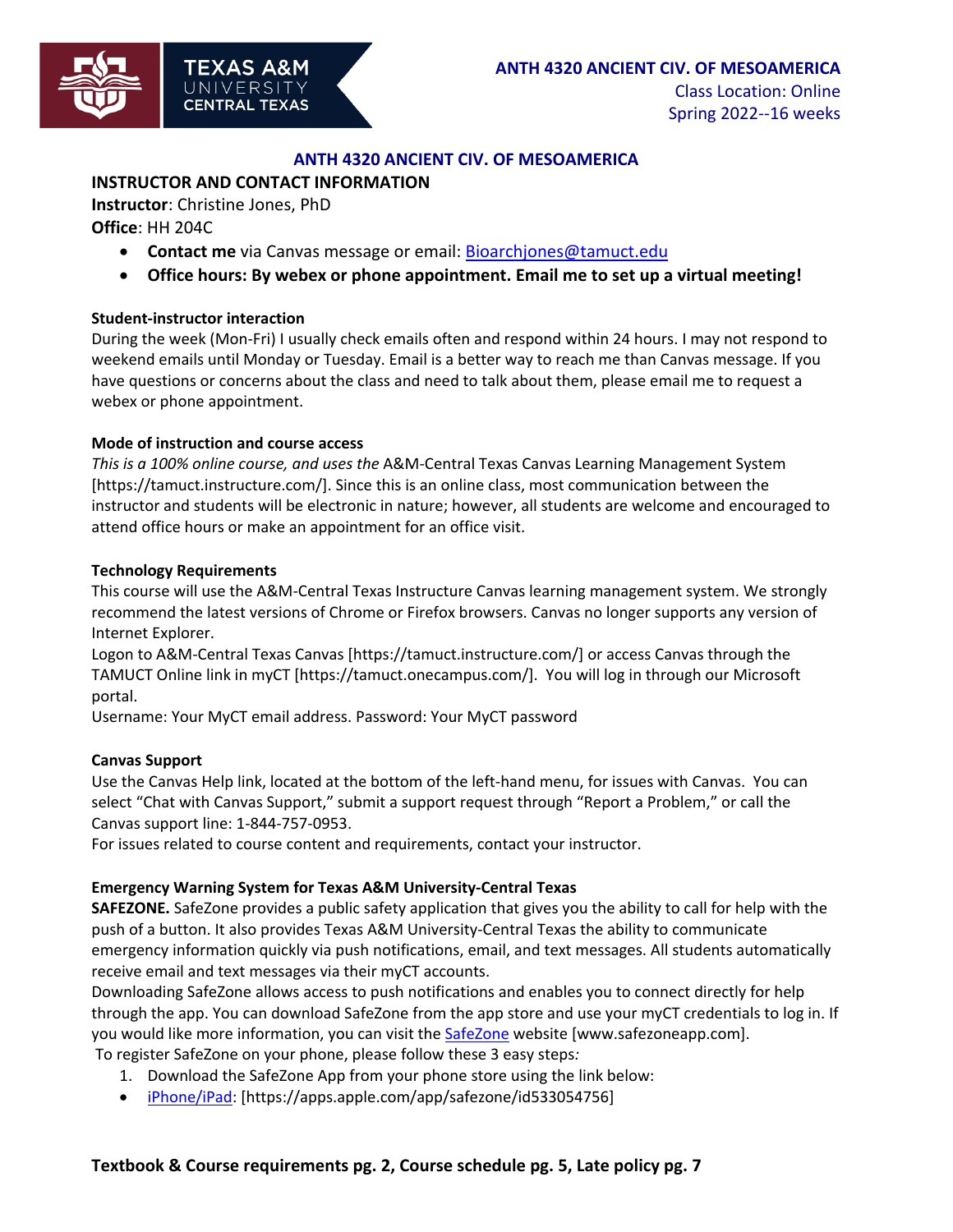**ANTH 4320 ANCIENT CIV. OF MESOAMERICA**
Class Location: Online
Spring 2022--16 weeks

# ANTH 4320 ANCIENT CIV. OF MESOAMERICA

## INSTRUCTOR AND CONTACT INFORMATION

**Instructor**: Christine Jones, PhD
**Office**: HH 204C

- **Contact me** via Canvas message or email: Bioarchjones@tamuct.edu
- **Office hours: By webex or phone appointment. Email me to set up a virtual meeting!**

### Student-instructor interaction

During the week (Mon-Fri) I usually check emails often and respond within 24 hours. I may not respond to weekend emails until Monday or Tuesday. Email is a better way to reach me than Canvas message. If you have questions or concerns about the class and need to talk about them, please email me to request a webex or phone appointment.

### Mode of instruction and course access

*This is a 100% online course, and uses the* A&M-Central Texas Canvas Learning Management System [https://tamuct.instructure.com/]. Since this is an online class, most communication between the instructor and students will be electronic in nature; however, all students are welcome and encouraged to attend office hours or make an appointment for an office visit.

### Technology Requirements

This course will use the A&M-Central Texas Instructure Canvas learning management system. We strongly recommend the latest versions of Chrome or Firefox browsers. Canvas no longer supports any version of Internet Explorer.

Logon to A&M-Central Texas Canvas [https://tamuct.instructure.com/] or access Canvas through the TAMUCT Online link in myCT [https://tamuct.onecampus.com/]. You will log in through our Microsoft portal.

Username: Your MyCT email address. Password: Your MyCT password

### Canvas Support

Use the Canvas Help link, located at the bottom of the left-hand menu, for issues with Canvas. You can select "Chat with Canvas Support," submit a support request through "Report a Problem," or call the Canvas support line: 1-844-757-0953.

For issues related to course content and requirements, contact your instructor.

### Emergency Warning System for Texas A&M University-Central Texas

**SAFEZONE.** SafeZone provides a public safety application that gives you the ability to call for help with the push of a button. It also provides Texas A&M University-Central Texas the ability to communicate emergency information quickly via push notifications, email, and text messages. All students automatically receive email and text messages via their myCT accounts.

Downloading SafeZone allows access to push notifications and enables you to connect directly for help through the app. You can download SafeZone from the app store and use your myCT credentials to log in. If you would like more information, you can visit the SafeZone website [www.safezoneapp.com].

To register SafeZone on your phone, please follow these 3 easy steps*:*

1. Download the SafeZone App from your phone store using the link below:

- iPhone/iPad: [https://apps.apple.com/app/safezone/id533054756]

**Textbook & Course requirements pg. 2, Course schedule pg. 5, Late policy pg. 7**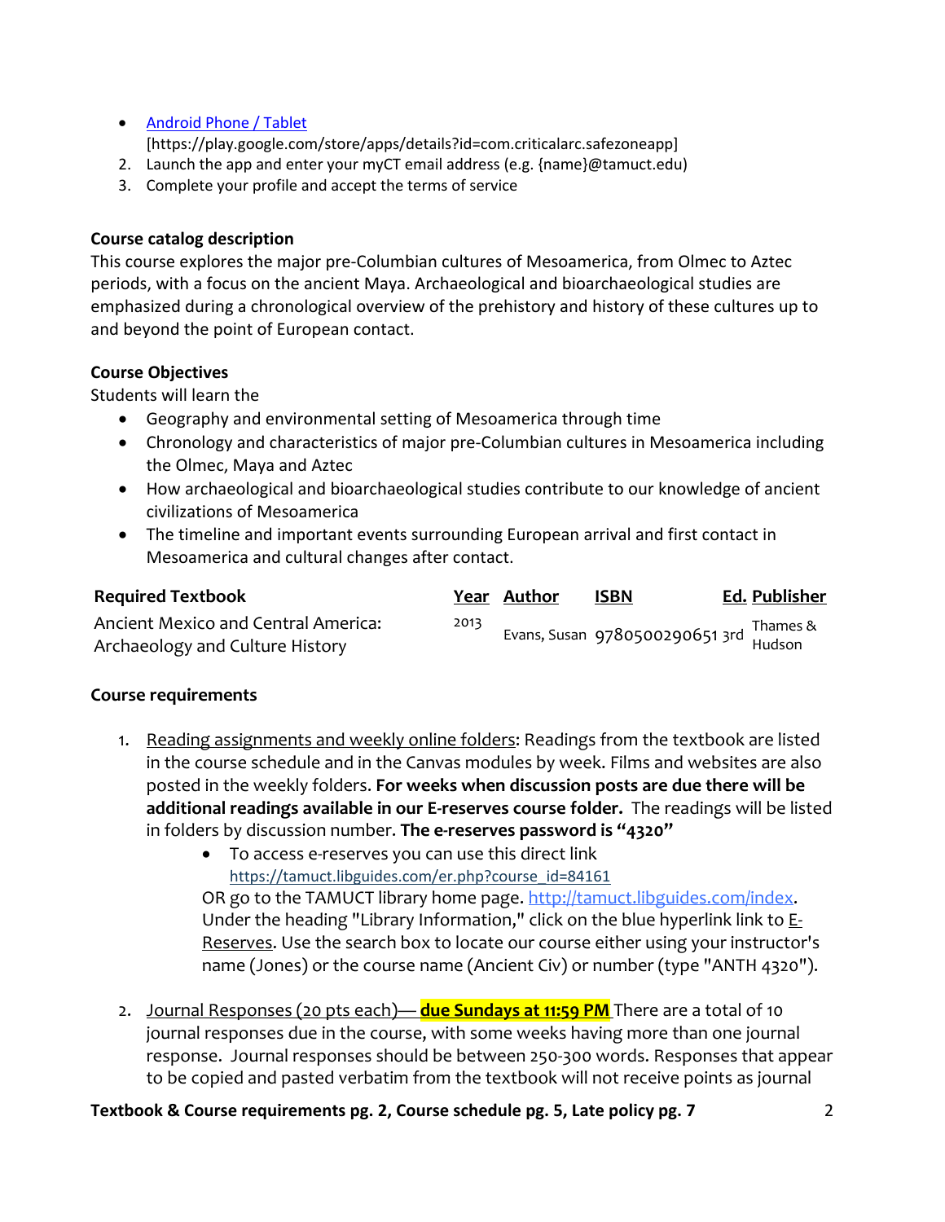- [Android Phone / Tablet](https://play.google.com/store/apps/details?id=com.criticalarc.safezoneapp)
  [https://play.google.com/store/apps/details?id=com.criticalarc.safezoneapp]
2. Launch the app and enter your myCT email address (e.g. {name}@tamuct.edu)
3. Complete your profile and accept the terms of service

**Course catalog description**

This course explores the major pre-Columbian cultures of Mesoamerica, from Olmec to Aztec periods, with a focus on the ancient Maya. Archaeological and bioarchaeological studies are emphasized during a chronological overview of the prehistory and history of these cultures up to and beyond the point of European contact.

**Course Objectives**

Students will learn the

- Geography and environmental setting of Mesoamerica through time
- Chronology and characteristics of major pre-Columbian cultures in Mesoamerica including the Olmec, Maya and Aztec
- How archaeological and bioarchaeological studies contribute to our knowledge of ancient civilizations of Mesoamerica
- The timeline and important events surrounding European arrival and first contact in Mesoamerica and cultural changes after contact.

| **Required Textbook** | **Year** | **Author** | **ISBN** | **Ed.** | **Publisher** |
|---|---|---|---|---|---|
| Ancient Mexico and Central America: Archaeology and Culture History | 2013 | Evans, Susan | 9780500290651 | 3rd | Thames & Hudson |

**Course requirements**

1. Reading assignments and weekly online folders: Readings from the textbook are listed in the course schedule and in the Canvas modules by week. Films and websites are also posted in the weekly folders. **For weeks when discussion posts are due there will be additional readings available in our E-reserves course folder.** The readings will be listed in folders by discussion number. **The e-reserves password is "4320"**
   - To access e-reserves you can use this direct link https://tamuct.libguides.com/er.php?course_id=84161

   OR go to the TAMUCT library home page. http://tamuct.libguides.com/index. Under the heading "Library Information," click on the blue hyperlink link to E-Reserves. Use the search box to locate our course either using your instructor's name (Jones) or the course name (Ancient Civ) or number (type "ANTH 4320").

2. Journal Responses (20 pts each)— **due Sundays at 11:59 PM** There are a total of 10 journal responses due in the course, with some weeks having more than one journal response. Journal responses should be between 250-300 words. Responses that appear to be copied and pasted verbatim from the textbook will not receive points as journal

**Textbook & Course requirements pg. 2, Course schedule pg. 5, Late policy pg. 7**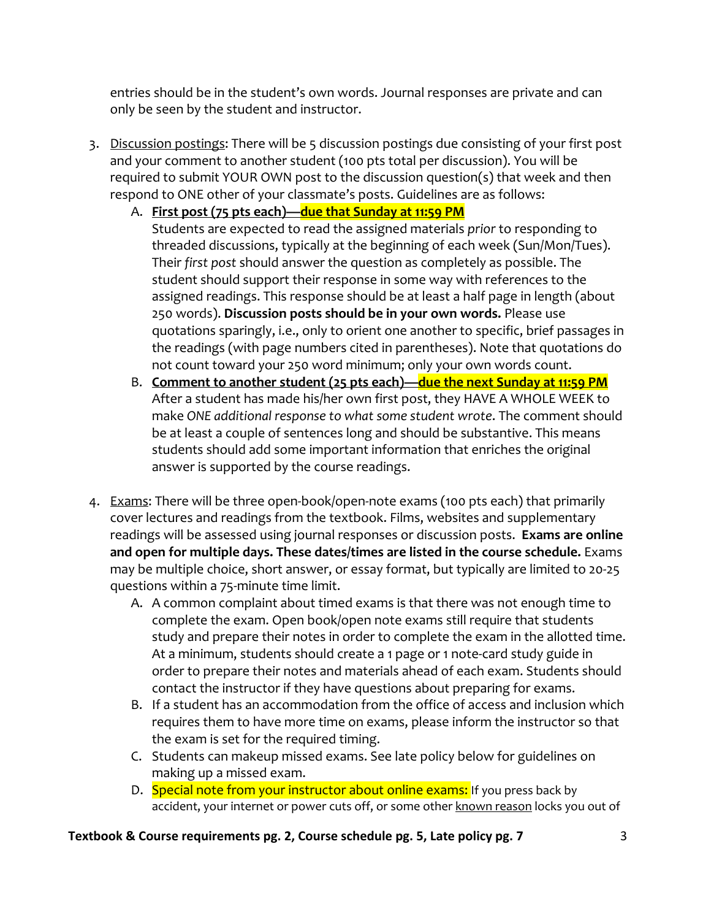entries should be in the student's own words. Journal responses are private and can only be seen by the student and instructor.

3. <u>Discussion postings</u>: There will be 5 discussion postings due consisting of your first post and your comment to another student (100 pts total per discussion). You will be required to submit YOUR OWN post to the discussion question(s) that week and then respond to ONE other of your classmate's posts. Guidelines are as follows:
   A. **<u>First post (75 pts each)—due that Sunday at 11:59 PM</u>**
   Students are expected to read the assigned materials *prior* to responding to threaded discussions, typically at the beginning of each week (Sun/Mon/Tues). Their *first post* should answer the question as completely as possible. The student should support their response in some way with references to the assigned readings. This response should be at least a half page in length (about 250 words). **Discussion posts should be in your own words.** Please use quotations sparingly, i.e., only to orient one another to specific, brief passages in the readings (with page numbers cited in parentheses). Note that quotations do not count toward your 250 word minimum; only your own words count.
   B. **<u>Comment to another student (25 pts each)—due the next Sunday at 11:59 PM</u>**
   After a student has made his/her own first post, they HAVE A WHOLE WEEK to make *ONE additional response to what some student wrote*. The comment should be at least a couple of sentences long and should be substantive. This means students should add some important information that enriches the original answer is supported by the course readings.

4. <u>Exams</u>: There will be three open-book/open-note exams (100 pts each) that primarily cover lectures and readings from the textbook. Films, websites and supplementary readings will be assessed using journal responses or discussion posts. **Exams are online and open for multiple days. These dates/times are listed in the course schedule.** Exams may be multiple choice, short answer, or essay format, but typically are limited to 20-25 questions within a 75-minute time limit.
   A. A common complaint about timed exams is that there was not enough time to complete the exam. Open book/open note exams still require that students study and prepare their notes in order to complete the exam in the allotted time. At a minimum, students should create a 1 page or 1 note-card study guide in order to prepare their notes and materials ahead of each exam. Students should contact the instructor if they have questions about preparing for exams.
   B. If a student has an accommodation from the office of access and inclusion which requires them to have more time on exams, please inform the instructor so that the exam is set for the required timing.
   C. Students can makeup missed exams. See late policy below for guidelines on making up a missed exam.
   D. Special note from your instructor about online exams: If you press back by accident, your internet or power cuts off, or some other <u>known reason</u> locks you out of

**Textbook & Course requirements pg. 2, Course schedule pg. 5, Late policy pg. 7**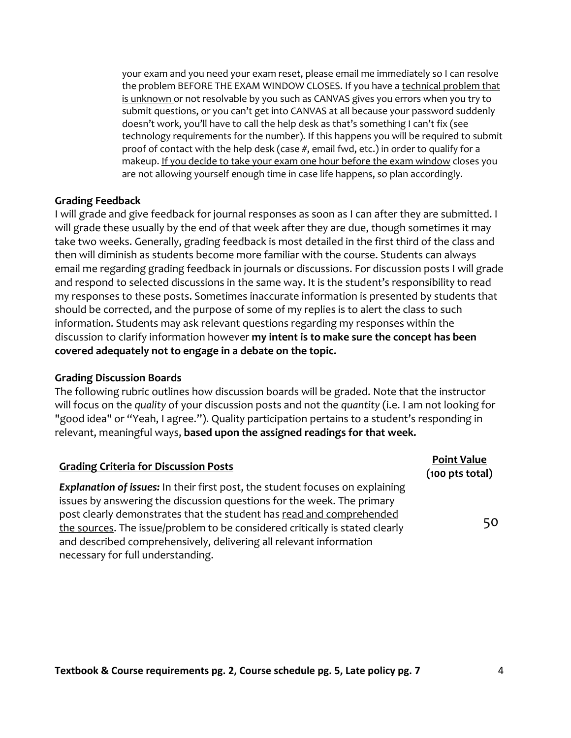your exam and you need your exam reset, please email me immediately so I can resolve the problem BEFORE THE EXAM WINDOW CLOSES. If you have a <u>technical problem that is unknown</u> or not resolvable by you such as CANVAS gives you errors when you try to submit questions, or you can't get into CANVAS at all because your password suddenly doesn't work, you'll have to call the help desk as that's something I can't fix (see technology requirements for the number). If this happens you will be required to submit proof of contact with the help desk (case #, email fwd, etc.) in order to qualify for a makeup. <u>If you decide to take your exam one hour before the exam window</u> closes you are not allowing yourself enough time in case life happens, so plan accordingly.

**Grading Feedback**

I will grade and give feedback for journal responses as soon as I can after they are submitted. I will grade these usually by the end of that week after they are due, though sometimes it may take two weeks. Generally, grading feedback is most detailed in the first third of the class and then will diminish as students become more familiar with the course. Students can always email me regarding grading feedback in journals or discussions. For discussion posts I will grade and respond to selected discussions in the same way. It is the student's responsibility to read my responses to these posts. Sometimes inaccurate information is presented by students that should be corrected, and the purpose of some of my replies is to alert the class to such information. Students may ask relevant questions regarding my responses within the discussion to clarify information however **my intent is to make sure the concept has been covered adequately not to engage in a debate on the topic.**

**Grading Discussion Boards**

The following rubric outlines how discussion boards will be graded. Note that the instructor will focus on the *quality* of your discussion posts and not the *quantity* (i.e. I am not looking for "good idea" or "Yeah, I agree."). Quality participation pertains to a student's responding in relevant, meaningful ways, **based upon the assigned readings for that week.**

| <u>Grading Criteria for Discussion Posts</u> | <u>Point Value (100 pts total)</u> |
|---|---|
| ***Explanation of issues:*** In their first post, the student focuses on explaining issues by answering the discussion questions for the week. The primary post clearly demonstrates that the student has <u>read and comprehended the sources</u>. The issue/problem to be considered critically is stated clearly and described comprehensively, delivering all relevant information necessary for full understanding. | 50 |

**Textbook & Course requirements pg. 2, Course schedule pg. 5, Late policy pg. 7**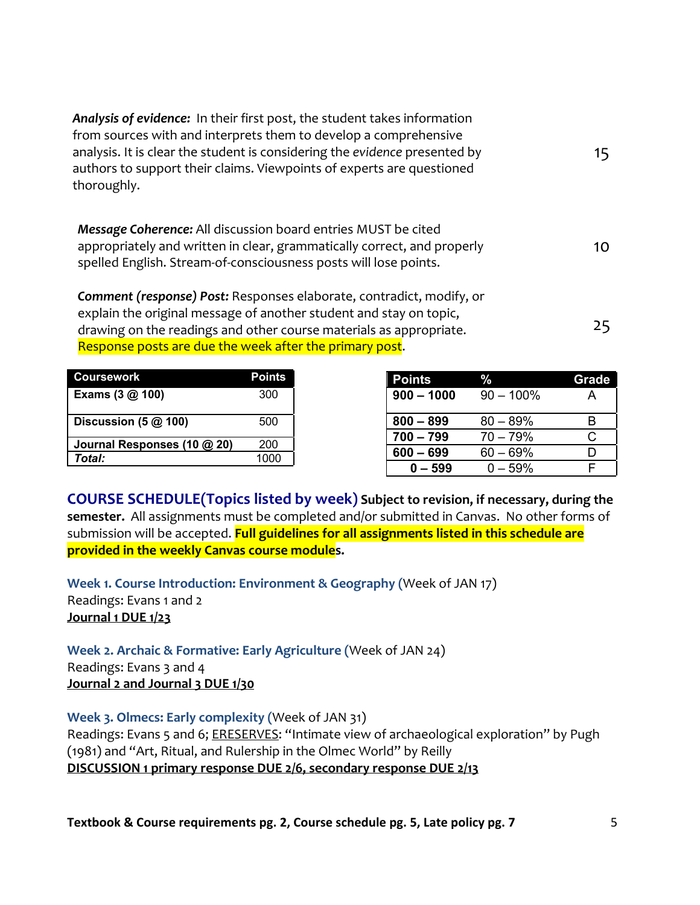| | |
|---|---|
| ***Analysis of evidence:*** In their first post, the student takes information from sources with and interprets them to develop a comprehensive analysis. It is clear the student is considering the *evidence* presented by authors to support their claims. Viewpoints of experts are questioned thoroughly. | 15 |
| ***Message Coherence:*** All discussion board entries MUST be cited appropriately and written in clear, grammatically correct, and properly spelled English. Stream-of-consciousness posts will lose points. | 10 |
| ***Comment (response) Post:*** Responses elaborate, contradict, modify, or explain the original message of another student and stay on topic, drawing on the readings and other course materials as appropriate. Response posts are due the week after the primary post. | 25 |

| Coursework | Points |
|---|---|
| **Exams (3 @ 100)** | 300 |
| **Discussion (5 @ 100)** | 500 |
| **Journal Responses (10 @ 20)** | 200 |
| ***Total:*** | 1000 |

| Points | % | Grade |
|---|---|---|
| **900 – 1000** | 90 – 100% | A |
| **800 – 899** | 80 – 89% | B |
| **700 – 799** | 70 – 79% | C |
| **600 – 699** | 60 – 69% | D |
| **0 – 599** | 0 – 59% | F |

## COURSE SCHEDULE(Topics listed by week)

**Subject to revision, if necessary, during the semester.** All assignments must be completed and/or submitted in Canvas. No other forms of submission will be accepted. **Full guidelines for all assignments listed in this schedule are provided in the weekly Canvas course modules.**

### Week 1. Course Introduction: Environment & Geography (Week of JAN 17)

Readings: Evans 1 and 2

**Journal 1 DUE 1/23**

### Week 2. Archaic & Formative: Early Agriculture (Week of JAN 24)

Readings: Evans 3 and 4

**Journal 2 and Journal 3 DUE 1/30**

### Week 3. Olmecs: Early complexity (Week of JAN 31)

Readings: Evans 5 and 6; ERESERVES: "Intimate view of archaeological exploration" by Pugh (1981) and "Art, Ritual, and Rulership in the Olmec World" by Reilly

**DISCUSSION 1 primary response DUE 2/6, secondary response DUE 2/13**

**Textbook & Course requirements pg. 2, Course schedule pg. 5, Late policy pg. 7**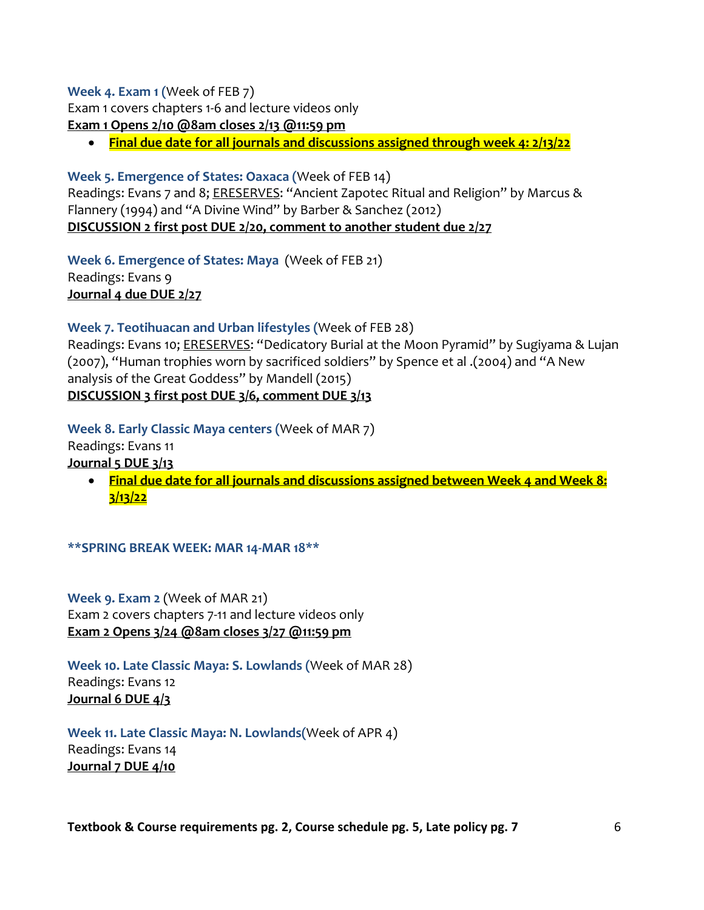### Week 4. Exam 1 (Week of FEB 7)

Exam 1 covers chapters 1-6 and lecture videos only

**Exam 1 Opens 2/10 @8am closes 2/13 @11:59 pm**

- **Final due date for all journals and discussions assigned through week 4: 2/13/22**

### Week 5. Emergence of States: Oaxaca (Week of FEB 14)

Readings: Evans 7 and 8; ERESERVES: "Ancient Zapotec Ritual and Religion" by Marcus & Flannery (1994) and "A Divine Wind" by Barber & Sanchez (2012)

**DISCUSSION 2 first post DUE 2/20, comment to another student due 2/27**

### Week 6. Emergence of States: Maya (Week of FEB 21)

Readings: Evans 9

**Journal 4 due DUE 2/27**

### Week 7. Teotihuacan and Urban lifestyles (Week of FEB 28)

Readings: Evans 10; ERESERVES: "Dedicatory Burial at the Moon Pyramid" by Sugiyama & Lujan (2007), "Human trophies worn by sacrificed soldiers" by Spence et al .(2004) and "A New analysis of the Great Goddess" by Mandell (2015)

**DISCUSSION 3 first post DUE 3/6, comment DUE 3/13**

### Week 8. Early Classic Maya centers (Week of MAR 7)

Readings: Evans 11

**Journal 5 DUE 3/13**

- **Final due date for all journals and discussions assigned between Week 4 and Week 8: 3/13/22**

### **SPRING BREAK WEEK: MAR 14-MAR 18**

### Week 9. Exam 2 (Week of MAR 21)

Exam 2 covers chapters 7-11 and lecture videos only

**Exam 2 Opens 3/24 @8am closes 3/27 @11:59 pm**

### Week 10. Late Classic Maya: S. Lowlands (Week of MAR 28)

Readings: Evans 12

**Journal 6 DUE 4/3**

### Week 11. Late Classic Maya: N. Lowlands(Week of APR 4)

Readings: Evans 14

**Journal 7 DUE 4/10**

**Textbook & Course requirements pg. 2, Course schedule pg. 5, Late policy pg. 7**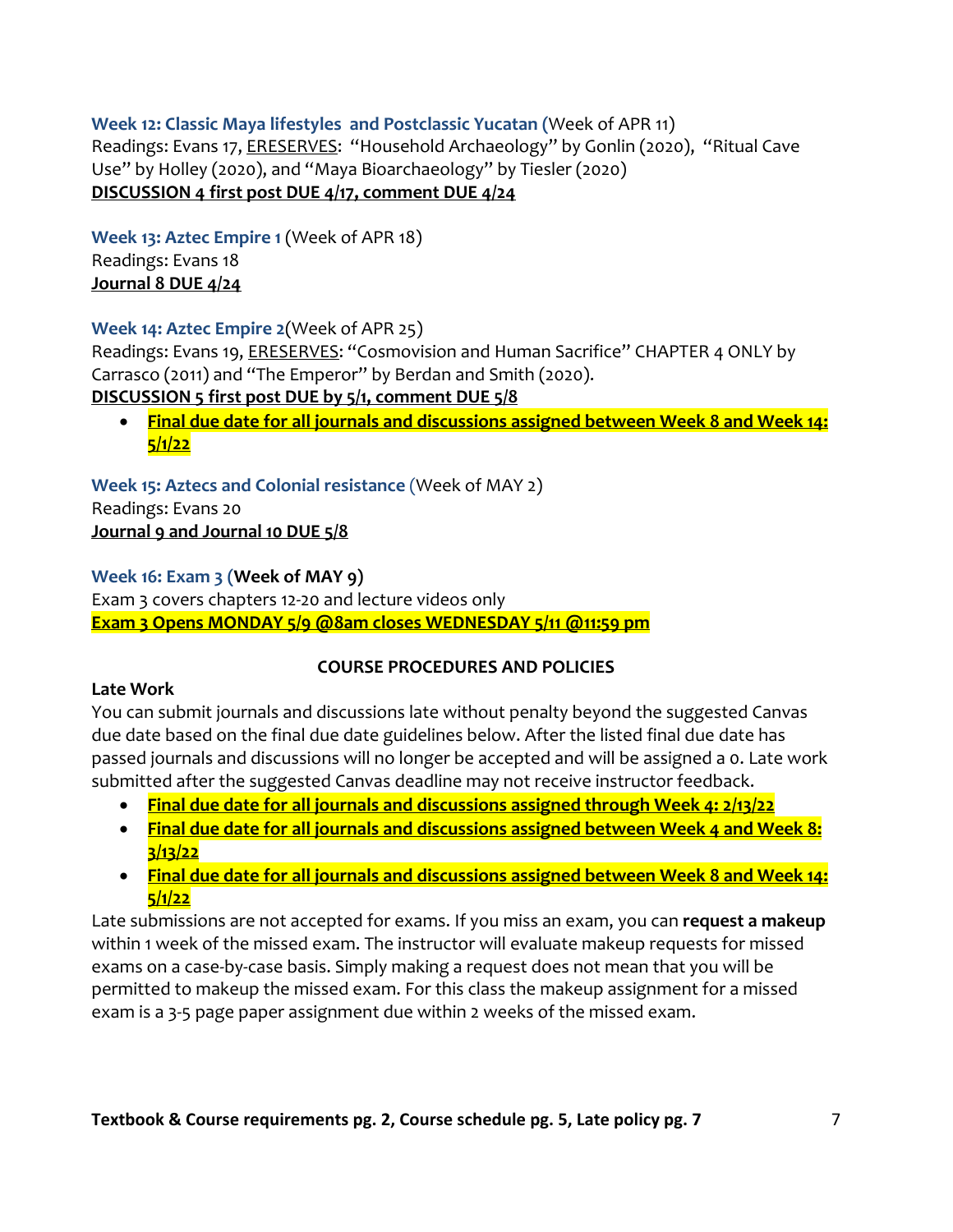**Week 12: Classic Maya lifestyles and Postclassic Yucatan** (Week of APR 11)
Readings: Evans 17, ERESERVES: "Household Archaeology" by Gonlin (2020), "Ritual Cave Use" by Holley (2020), and "Maya Bioarchaeology" by Tiesler (2020)
**DISCUSSION 4 first post DUE 4/17, comment DUE 4/24**

**Week 13: Aztec Empire 1** (Week of APR 18)
Readings: Evans 18
**Journal 8 DUE 4/24**

**Week 14: Aztec Empire 2**(Week of APR 25)
Readings: Evans 19, ERESERVES: "Cosmovision and Human Sacrifice" CHAPTER 4 ONLY by Carrasco (2011) and "The Emperor" by Berdan and Smith (2020).
**DISCUSSION 5 first post DUE by 5/1, comment DUE 5/8**

- **Final due date for all journals and discussions assigned between Week 8 and Week 14: 5/1/22**

**Week 15: Aztecs and Colonial resistance** (Week of MAY 2)
Readings: Evans 20
**Journal 9 and Journal 10 DUE 5/8**

**Week 16: Exam 3** (**Week of MAY 9**)
Exam 3 covers chapters 12-20 and lecture videos only
**Exam 3 Opens MONDAY 5/9 @8am closes WEDNESDAY 5/11 @11:59 pm**

## COURSE PROCEDURES AND POLICIES

**Late Work**
You can submit journals and discussions late without penalty beyond the suggested Canvas due date based on the final due date guidelines below. After the listed final due date has passed journals and discussions will no longer be accepted and will be assigned a 0. Late work submitted after the suggested Canvas deadline may not receive instructor feedback.

- **Final due date for all journals and discussions assigned through Week 4: 2/13/22**
- **Final due date for all journals and discussions assigned between Week 4 and Week 8: 3/13/22**
- **Final due date for all journals and discussions assigned between Week 8 and Week 14: 5/1/22**

Late submissions are not accepted for exams. If you miss an exam, you can **request a makeup** within 1 week of the missed exam. The instructor will evaluate makeup requests for missed exams on a case-by-case basis. Simply making a request does not mean that you will be permitted to makeup the missed exam. For this class the makeup assignment for a missed exam is a 3-5 page paper assignment due within 2 weeks of the missed exam.

**Textbook & Course requirements pg. 2, Course schedule pg. 5, Late policy pg. 7**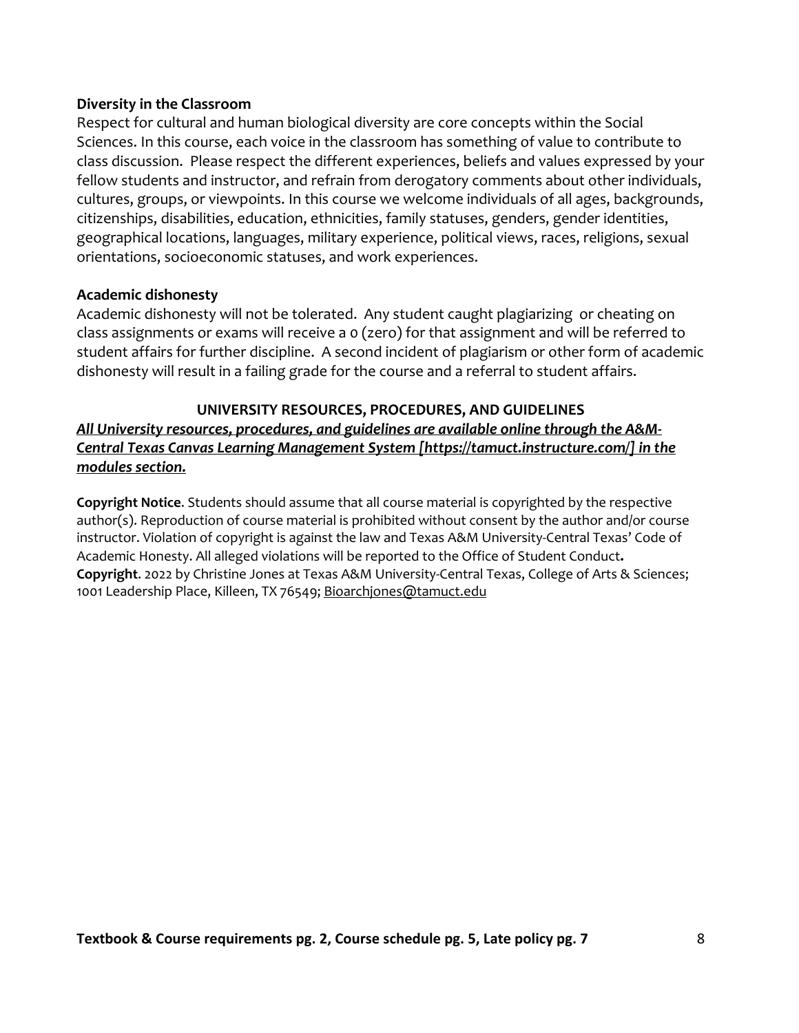**Diversity in the Classroom**

Respect for cultural and human biological diversity are core concepts within the Social Sciences. In this course, each voice in the classroom has something of value to contribute to class discussion. Please respect the different experiences, beliefs and values expressed by your fellow students and instructor, and refrain from derogatory comments about other individuals, cultures, groups, or viewpoints. In this course we welcome individuals of all ages, backgrounds, citizenships, disabilities, education, ethnicities, family statuses, genders, gender identities, geographical locations, languages, military experience, political views, races, religions, sexual orientations, socioeconomic statuses, and work experiences.

**Academic dishonesty**

Academic dishonesty will not be tolerated. Any student caught plagiarizing or cheating on class assignments or exams will receive a 0 (zero) for that assignment and will be referred to student affairs for further discipline. A second incident of plagiarism or other form of academic dishonesty will result in a failing grade for the course and a referral to student affairs.

## UNIVERSITY RESOURCES, PROCEDURES, AND GUIDELINES

***All University resources, procedures, and guidelines are available online through the A&M-Central Texas Canvas Learning Management System [https://tamuct.instructure.com/] in the modules section.***

**Copyright Notice**. Students should assume that all course material is copyrighted by the respective author(s). Reproduction of course material is prohibited without consent by the author and/or course instructor. Violation of copyright is against the law and Texas A&M University-Central Texas' Code of Academic Honesty. All alleged violations will be reported to the Office of Student Conduct**.**
**Copyright**. 2022 by Christine Jones at Texas A&M University-Central Texas, College of Arts & Sciences; 1001 Leadership Place, Killeen, TX 76549; Bioarchjones@tamuct.edu

**Textbook & Course requirements pg. 2, Course schedule pg. 5, Late policy pg. 7**